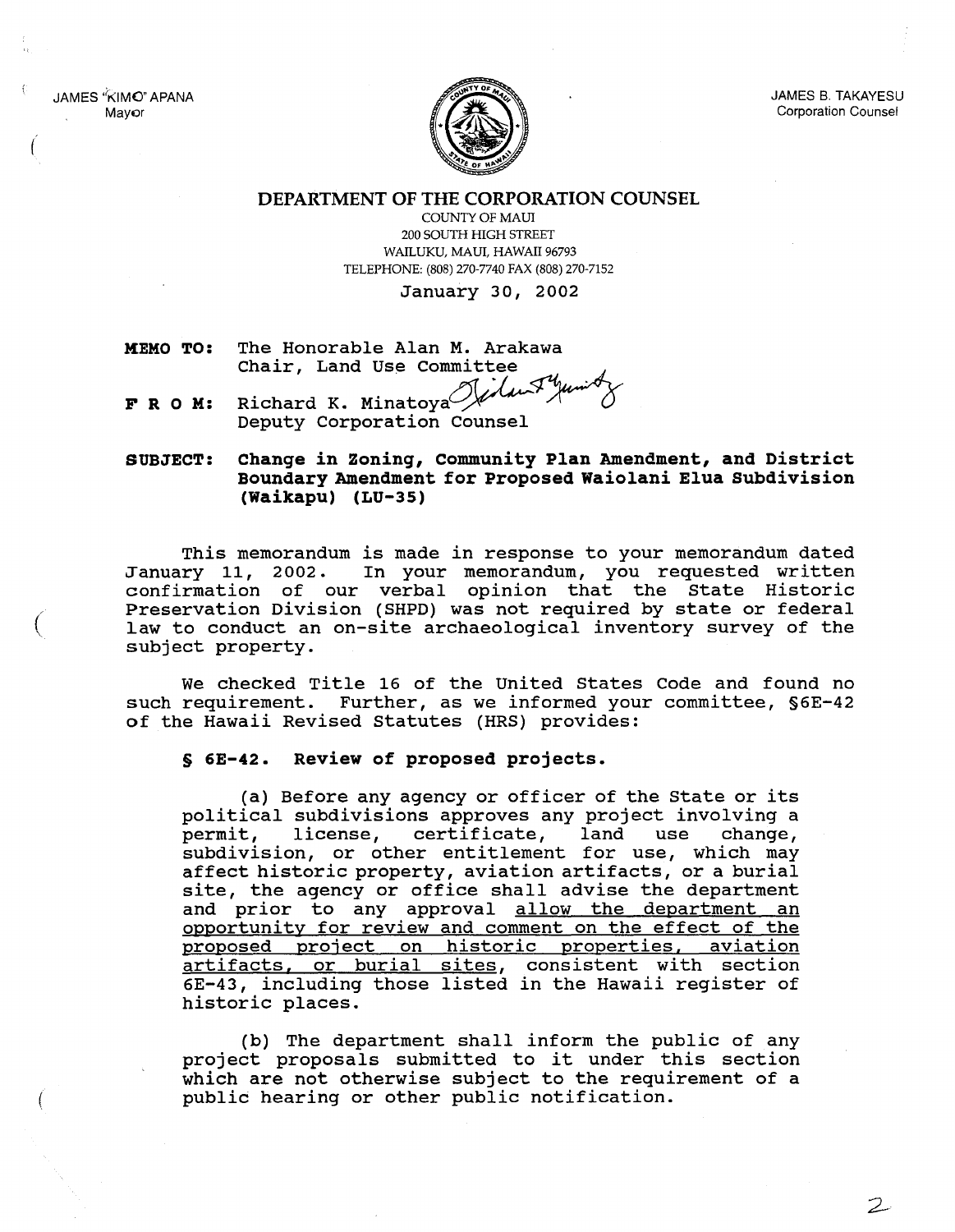JAMES "KIMO" APANA
Mayor

JAMES B. TAKAYESU
Corporation Counsel

## DEPARTMENT OF THE CORPORATION COUNSEL

COUNTY OF MAUI
200 SOUTH HIGH STREET
WAILUKU, MAUI, HAWAII 96793
TELEPHONE: (808) 270-7740 FAX (808) 270-7152

January 30, 2002

**MEMO TO:** The Honorable Alan M. Arakawa
Chair, Land Use Committee

**F R O M:** Richard K. Minatoya
Deputy Corporation Counsel

**SUBJECT: Change in Zoning, Community Plan Amendment, and District Boundary Amendment for Proposed Waiolani Elua Subdivision (Waikapu) (LU-35)**

This memorandum is made in response to your memorandum dated January 11, 2002. In your memorandum, you requested written confirmation of our verbal opinion that the State Historic Preservation Division (SHPD) was not required by state or federal law to conduct an on-site archaeological inventory survey of the subject property.

We checked Title 16 of the United States Code and found no such requirement. Further, as we informed your committee, §6E-42 of the Hawaii Revised Statutes (HRS) provides:

**§ 6E-42. Review of proposed projects.**

(a) Before any agency or officer of the State or its political subdivisions approves any project involving a permit, license, certificate, land use change, subdivision, or other entitlement for use, which may affect historic property, aviation artifacts, or a burial site, the agency or office shall advise the department and prior to any approval <u>allow the department an opportunity for review and comment on the effect of the proposed project on historic properties, aviation artifacts, or burial sites</u>, consistent with section 6E-43, including those listed in the Hawaii register of historic places.

(b) The department shall inform the public of any project proposals submitted to it under this section which are not otherwise subject to the requirement of a public hearing or other public notification.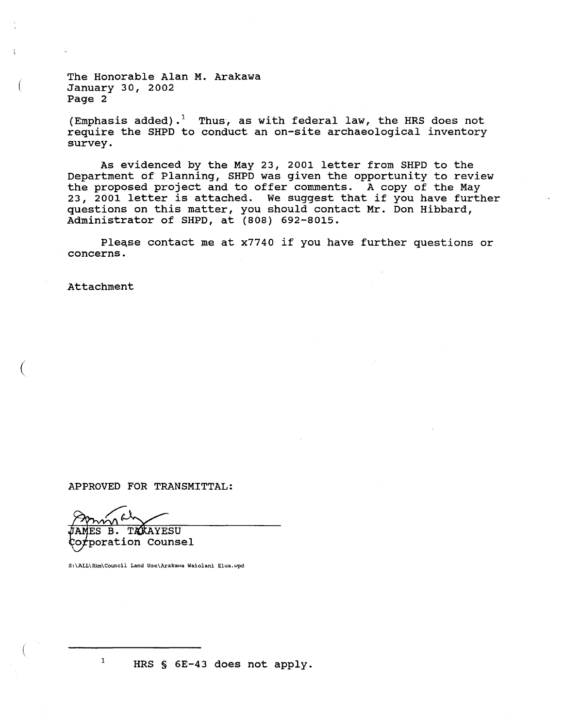The Honorable Alan M. Arakawa
January 30, 2002
Page 2

(Emphasis added).[1] Thus, as with federal law, the HRS does not require the SHPD to conduct an on-site archaeological inventory survey.

As evidenced by the May 23, 2001 letter from SHPD to the Department of Planning, SHPD was given the opportunity to review the proposed project and to offer comments. A copy of the May 23, 2001 letter is attached. We suggest that if you have further questions on this matter, you should contact Mr. Don Hibbard, Administrator of SHPD, at (808) 692-8015.

Please contact me at x7740 if you have further questions or concerns.

Attachment

APPROVED FOR TRANSMITTAL:

JAMES B. TAKAYESU
Corporation Counsel

S:\ALL\Rkm\Council Land Use\Arakawa Waiolani Elua.wpd

---

[1] HRS § 6E-43 does not apply.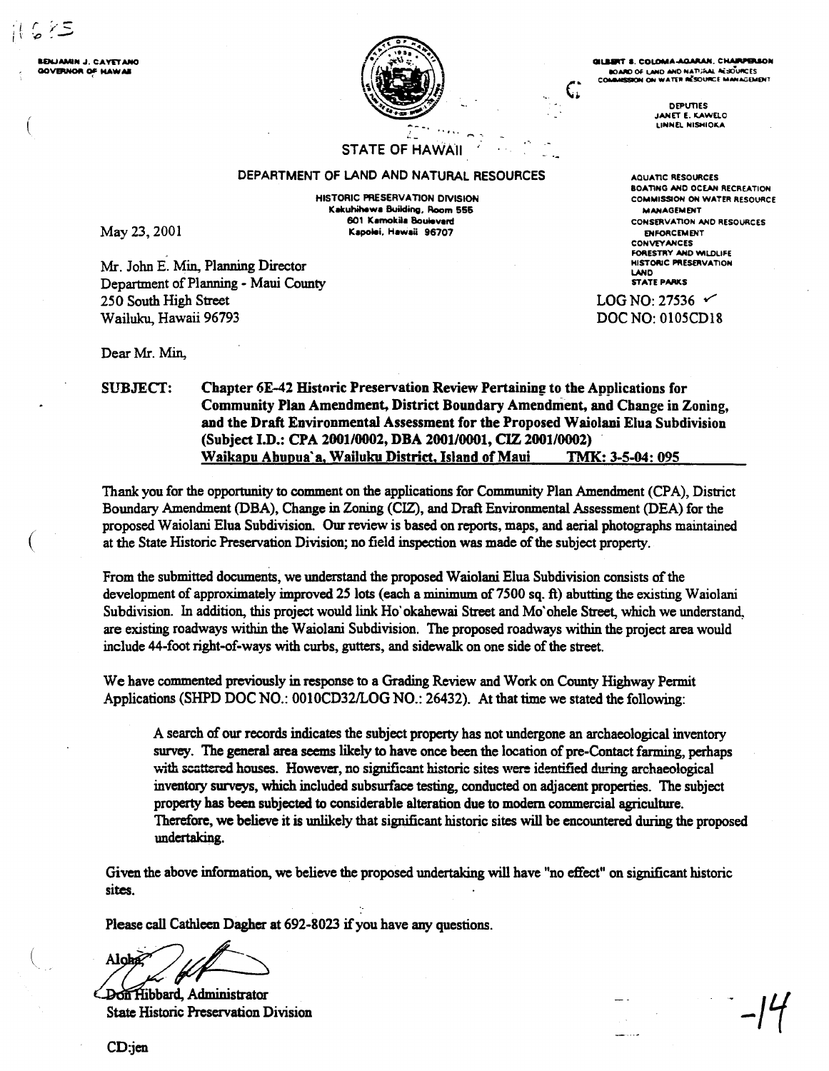11675

BENJAMIN J. CAYETANO
GOVERNOR OF HAWAII

GILBERT S. COLOMA-AGARAN, CHAIRPERSON
BOARD OF LAND AND NATURAL RESOURCES
COMMISSION ON WATER RESOURCE MANAGEMENT

DEPUTIES
JANET E. KAWELO
LINNEL NISHIOKA

STATE OF HAWAII

DEPARTMENT OF LAND AND NATURAL RESOURCES

HISTORIC PRESERVATION DIVISION
Kakuhihewa Building, Room 555
601 Kamokila Boulevard
Kapolei, Hawaii 96707

AQUATIC RESOURCES
BOATING AND OCEAN RECREATION
COMMISSION ON WATER RESOURCE MANAGEMENT
CONSERVATION AND RESOURCES ENFORCEMENT
CONVEYANCES
FORESTRY AND WILDLIFE
HISTORIC PRESERVATION
LAND
STATE PARKS

May 23, 2001

LOG NO: 27536 ✓
DOC NO: 0105CD18

Mr. John E. Min, Planning Director
Department of Planning - Maui County
250 South High Street
Wailuku, Hawaii 96793

Dear Mr. Min,

**SUBJECT: Chapter 6E-42 Historic Preservation Review Pertaining to the Applications for Community Plan Amendment, District Boundary Amendment, and Change in Zoning, and the Draft Environmental Assessment for the Proposed Waiolani Elua Subdivision (Subject I.D.: CPA 2001/0002, DBA 2001/0001, CIZ 2001/0002) Waikapu Ahupua`a, Wailuku District, Island of Maui TMK: 3-5-04: 095**

Thank you for the opportunity to comment on the applications for Community Plan Amendment (CPA), District Boundary Amendment (DBA), Change in Zoning (CIZ), and Draft Environmental Assessment (DEA) for the proposed Waiolani Elua Subdivision. Our review is based on reports, maps, and aerial photographs maintained at the State Historic Preservation Division; no field inspection was made of the subject property.

From the submitted documents, we understand the proposed Waiolani Elua Subdivision consists of the development of approximately improved 25 lots (each a minimum of 7500 sq. ft) abutting the existing Waiolani Subdivision. In addition, this project would link Ho`okahewai Street and Mo`ohele Street, which we understand, are existing roadways within the Waiolani Subdivision. The proposed roadways within the project area would include 44-foot right-of-ways with curbs, gutters, and sidewalk on one side of the street.

We have commented previously in response to a Grading Review and Work on County Highway Permit Applications (SHPD DOC NO.: 0010CD32/LOG NO.: 26432). At that time we stated the following:

> A search of our records indicates the subject property has not undergone an archaeological inventory survey. The general area seems likely to have once been the location of pre-Contact farming, perhaps with scattered houses. However, no significant historic sites were identified during archaeological inventory surveys, which included subsurface testing, conducted on adjacent properties. The subject property has been subjected to considerable alteration due to modern commercial agriculture. Therefore, we believe it is unlikely that significant historic sites will be encountered during the proposed undertaking.

Given the above information, we believe the proposed undertaking will have "no effect" on significant historic sites.

Please call Cathleen Dagher at 692-8023 if you have any questions.

Aloha,

Don Hibbard, Administrator
State Historic Preservation Division

CD:jen

-14